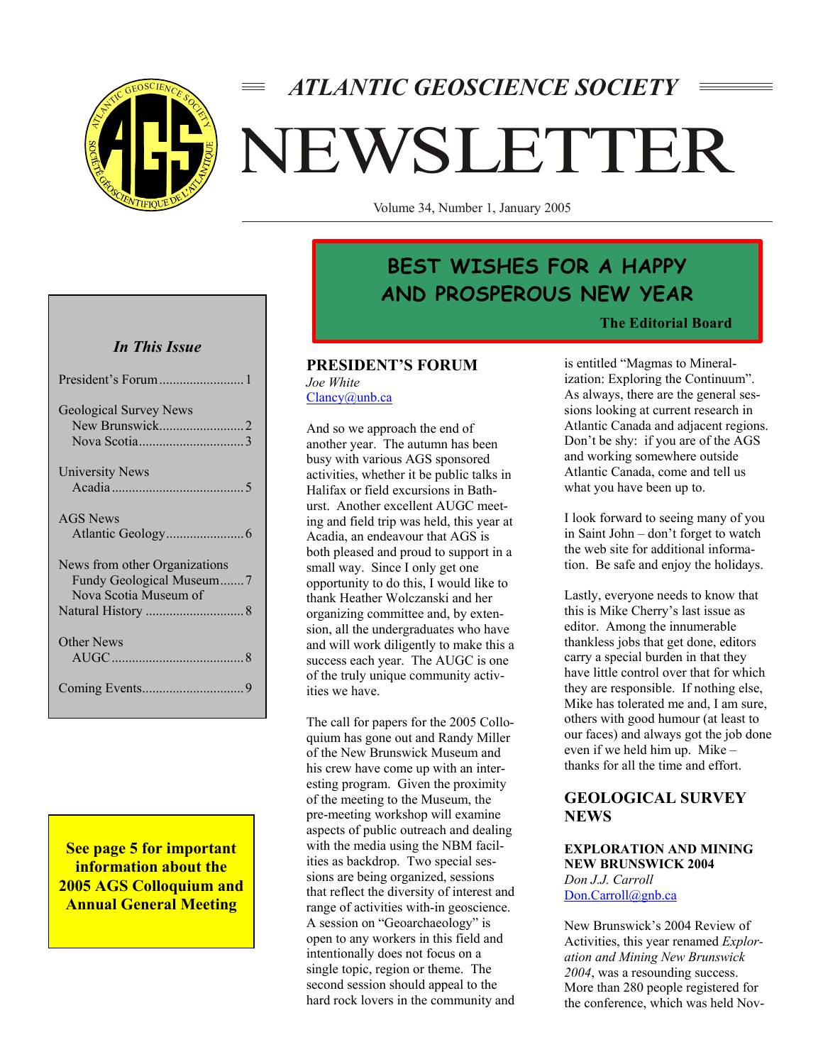# ATLANTIC GEOSCIENCE SOCIETY NEWSLETTER

Volume 34, Number 1, January 2005

**BEST WISHES FOR A HAPPY AND PROSPEROUS NEW YEAR**

**The Editorial Board**

*In This Issue*

President's Forum ........................ 1

Geological Survey News
- New Brunswick ........................ 2
- Nova Scotia .............................. 3

University News
- Acadia ...................................... 5

AGS News
- Atlantic Geology ....................... 6

News from other Organizations
- Fundy Geological Museum ....... 7
- Nova Scotia Museum of Natural History ............................ 8

Other News
- AUGC ...................................... 8

Coming Events ............................. 9

**See page 5 for important information about the 2005 AGS Colloquium and Annual General Meeting**

## PRESIDENT'S FORUM

*Joe White*
Clancy@unb.ca

And so we approach the end of another year. The autumn has been busy with various AGS sponsored activities, whether it be public talks in Halifax or field excursions in Bathurst. Another excellent AUGC meeting and field trip was held, this year at Acadia, an endeavour that AGS is both pleased and proud to support in a small way. Since I only get one opportunity to do this, I would like to thank Heather Wolczanski and her organizing committee and, by extension, all the undergraduates who have and will work diligently to make this a success each year. The AUGC is one of the truly unique community activities we have.

The call for papers for the 2005 Colloquium has gone out and Randy Miller of the New Brunswick Museum and his crew have come up with an interesting program. Given the proximity of the meeting to the Museum, the pre-meeting workshop will examine aspects of public outreach and dealing with the media using the NBM facilities as backdrop. Two special sessions are being organized, sessions that reflect the diversity of interest and range of activities with-in geoscience. A session on "Geoarchaeology" is open to any workers in this field and intentionally does not focus on a single topic, region or theme. The second session should appeal to the hard rock lovers in the community and is entitled "Magmas to Mineralization: Exploring the Continuum". As always, there are the general sessions looking at current research in Atlantic Canada and adjacent regions. Don't be shy: if you are of the AGS and working somewhere outside Atlantic Canada, come and tell us what you have been up to.

I look forward to seeing many of you in Saint John – don't forget to watch the web site for additional information. Be safe and enjoy the holidays.

Lastly, everyone needs to know that this is Mike Cherry's last issue as editor. Among the innumerable thankless jobs that get done, editors carry a special burden in that they have little control over that for which they are responsible. If nothing else, Mike has tolerated me and, I am sure, others with good humour (at least to our faces) and always got the job done even if we held him up. Mike – thanks for all the time and effort.

## GEOLOGICAL SURVEY NEWS

### EXPLORATION AND MINING NEW BRUNSWICK 2004

*Don J.J. Carroll*
Don.Carroll@gnb.ca

New Brunswick's 2004 Review of Activities, this year renamed *Exploration and Mining New Brunswick 2004*, was a resounding success. More than 280 people registered for the conference, which was held Nov-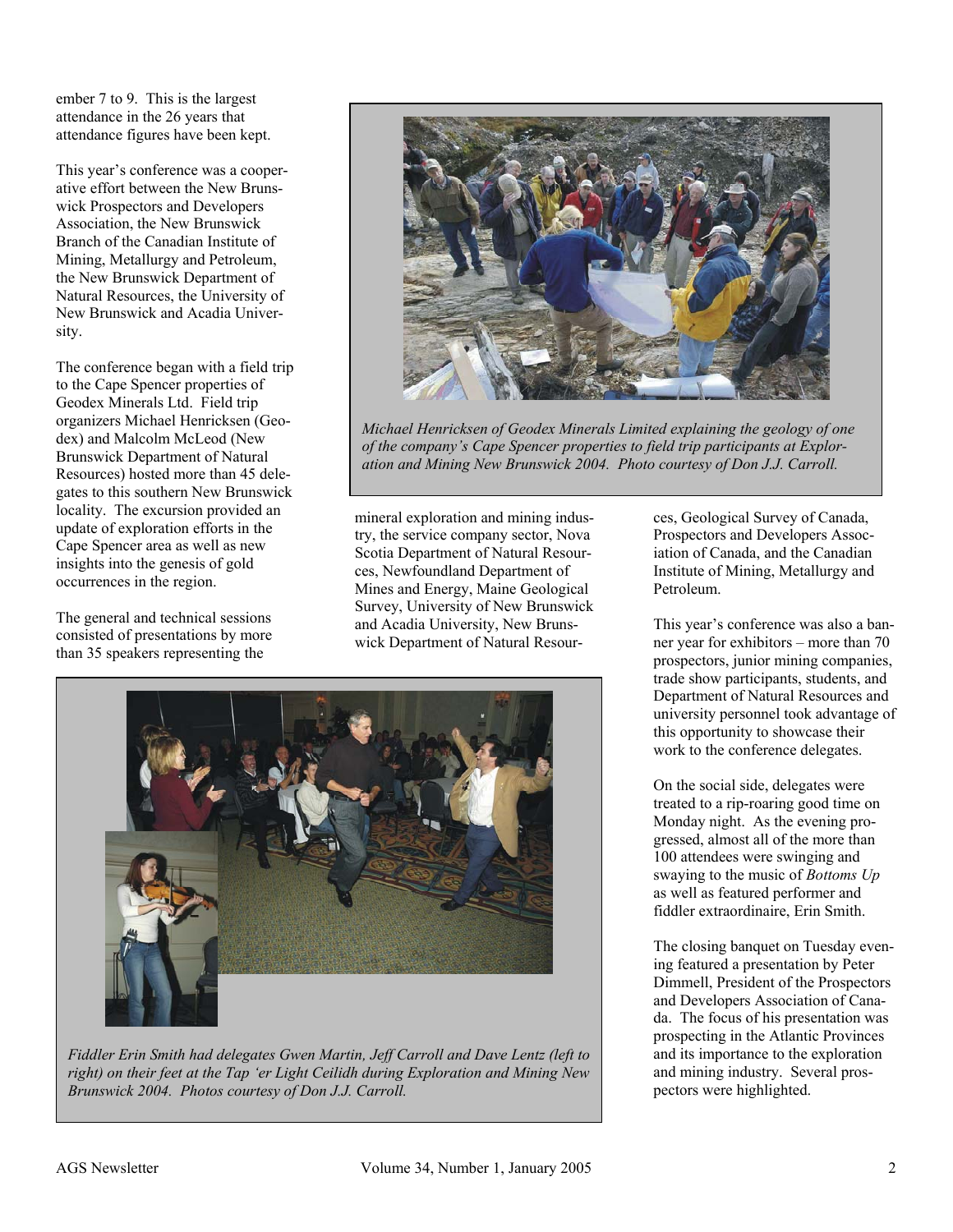ember 7 to 9. This is the largest attendance in the 26 years that attendance figures have been kept.

This year's conference was a cooperative effort between the New Brunswick Prospectors and Developers Association, the New Brunswick Branch of the Canadian Institute of Mining, Metallurgy and Petroleum, the New Brunswick Department of Natural Resources, the University of New Brunswick and Acadia University.

The conference began with a field trip to the Cape Spencer properties of Geodex Minerals Ltd. Field trip organizers Michael Henricksen (Geodex) and Malcolm McLeod (New Brunswick Department of Natural Resources) hosted more than 45 delegates to this southern New Brunswick locality. The excursion provided an update of exploration efforts in the Cape Spencer area as well as new insights into the genesis of gold occurrences in the region.

*Michael Henricksen of Geodex Minerals Limited explaining the geology of one of the company's Cape Spencer properties to field trip participants at Exploration and Mining New Brunswick 2004. Photo courtesy of Don J.J. Carroll.*

The general and technical sessions consisted of presentations by more than 35 speakers representing the mineral exploration and mining industry, the service company sector, Nova Scotia Department of Natural Resources, Newfoundland Department of Mines and Energy, Maine Geological Survey, University of New Brunswick and Acadia University, New Brunswick Department of Natural Resources, Geological Survey of Canada, Prospectors and Developers Association of Canada, and the Canadian Institute of Mining, Metallurgy and Petroleum.

*Fiddler Erin Smith had delegates Gwen Martin, Jeff Carroll and Dave Lentz (left to right) on their feet at the Tap 'er Light Ceilidh during Exploration and Mining New Brunswick 2004. Photos courtesy of Don J.J. Carroll.*

This year's conference was also a banner year for exhibitors – more than 70 prospectors, junior mining companies, trade show participants, students, and Department of Natural Resources and university personnel took advantage of this opportunity to showcase their work to the conference delegates.

On the social side, delegates were treated to a rip-roaring good time on Monday night. As the evening progressed, almost all of the more than 100 attendees were swinging and swaying to the music of *Bottoms Up* as well as featured performer and fiddler extraordinaire, Erin Smith.

The closing banquet on Tuesday evening featured a presentation by Peter Dimmell, President of the Prospectors and Developers Association of Canada. The focus of his presentation was prospecting in the Atlantic Provinces and its importance to the exploration and mining industry. Several prospectors were highlighted.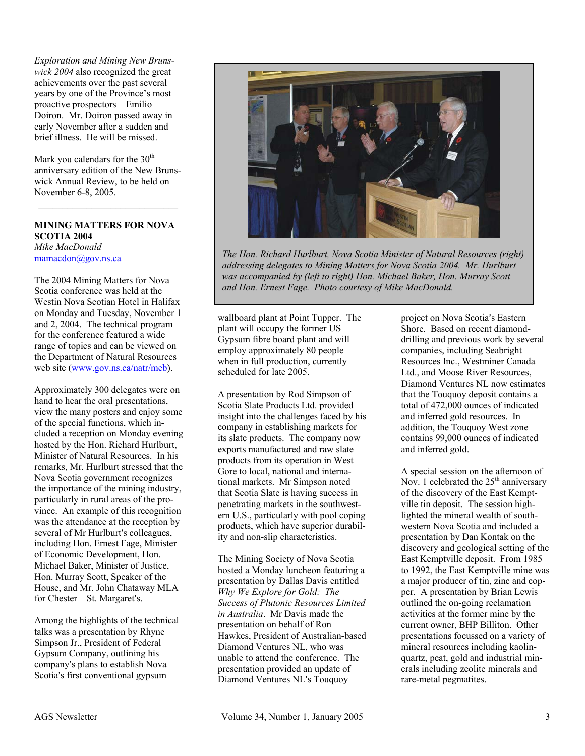*Exploration and Mining New Brunswick 2004* also recognized the great achievements over the past several years by one of the Province's most proactive prospectors – Emilio Doiron. Mr. Doiron passed away in early November after a sudden and brief illness. He will be missed.

Mark you calendars for the 30th anniversary edition of the New Brunswick Annual Review, to be held on November 6-8, 2005.

---

**MINING MATTERS FOR NOVA SCOTIA 2004**

*Mike MacDonald*
mamacdon@gov.ns.ca

*The Hon. Richard Hurlburt, Nova Scotia Minister of Natural Resources (right) addressing delegates to Mining Matters for Nova Scotia 2004. Mr. Hurlburt was accompanied by (left to right) Hon. Michael Baker, Hon. Murray Scott and Hon. Ernest Fage. Photo courtesy of Mike MacDonald.*

The 2004 Mining Matters for Nova Scotia conference was held at the Westin Nova Scotian Hotel in Halifax on Monday and Tuesday, November 1 and 2, 2004. The technical program for the conference featured a wide range of topics and can be viewed on the Department of Natural Resources web site (www.gov.ns.ca/natr/meb).

Approximately 300 delegates were on hand to hear the oral presentations, view the many posters and enjoy some of the special functions, which included a reception on Monday evening hosted by the Hon. Richard Hurlburt, Minister of Natural Resources. In his remarks, Mr. Hurlburt stressed that the Nova Scotia government recognizes the importance of the mining industry, particularly in rural areas of the province. An example of this recognition was the attendance at the reception by several of Mr Hurlburt's colleagues, including Hon. Ernest Fage, Minister of Economic Development, Hon. Michael Baker, Minister of Justice, Hon. Murray Scott, Speaker of the House, and Mr. John Chataway MLA for Chester – St. Margaret's.

Among the highlights of the technical talks was a presentation by Rhyne Simpson Jr., President of Federal Gypsum Company, outlining his company's plans to establish Nova Scotia's first conventional gypsum wallboard plant at Point Tupper. The plant will occupy the former US Gypsum fibre board plant and will employ approximately 80 people when in full production, currently scheduled for late 2005.

A presentation by Rod Simpson of Scotia Slate Products Ltd. provided insight into the challenges faced by his company in establishing markets for its slate products. The company now exports manufactured and raw slate products from its operation in West Gore to local, national and international markets. Mr Simpson noted that Scotia Slate is having success in penetrating markets in the southwestern U.S., particularly with pool coping products, which have superior durability and non-slip characteristics.

The Mining Society of Nova Scotia hosted a Monday luncheon featuring a presentation by Dallas Davis entitled *Why We Explore for Gold: The Success of Plutonic Resources Limited in Australia*. Mr Davis made the presentation on behalf of Ron Hawkes, President of Australian-based Diamond Ventures NL, who was unable to attend the conference. The presentation provided an update of Diamond Ventures NL's Touquoy project on Nova Scotia's Eastern Shore. Based on recent diamond-drilling and previous work by several companies, including Seabright Resources Inc., Westminer Canada Ltd., and Moose River Resources, Diamond Ventures NL now estimates that the Touquoy deposit contains a total of 472,000 ounces of indicated and inferred gold resources. In addition, the Touquoy West zone contains 99,000 ounces of indicated and inferred gold.

A special session on the afternoon of Nov. 1 celebrated the 25th anniversary of the discovery of the East Kemptville tin deposit. The session highlighted the mineral wealth of southwestern Nova Scotia and included a presentation by Dan Kontak on the discovery and geological setting of the East Kemptville deposit. From 1985 to 1992, the East Kemptville mine was a major producer of tin, zinc and copper. A presentation by Brian Lewis outlined the on-going reclamation activities at the former mine by the current owner, BHP Billiton. Other presentations focussed on a variety of mineral resources including kaolin-quartz, peat, gold and industrial minerals including zeolite minerals and rare-metal pegmatites.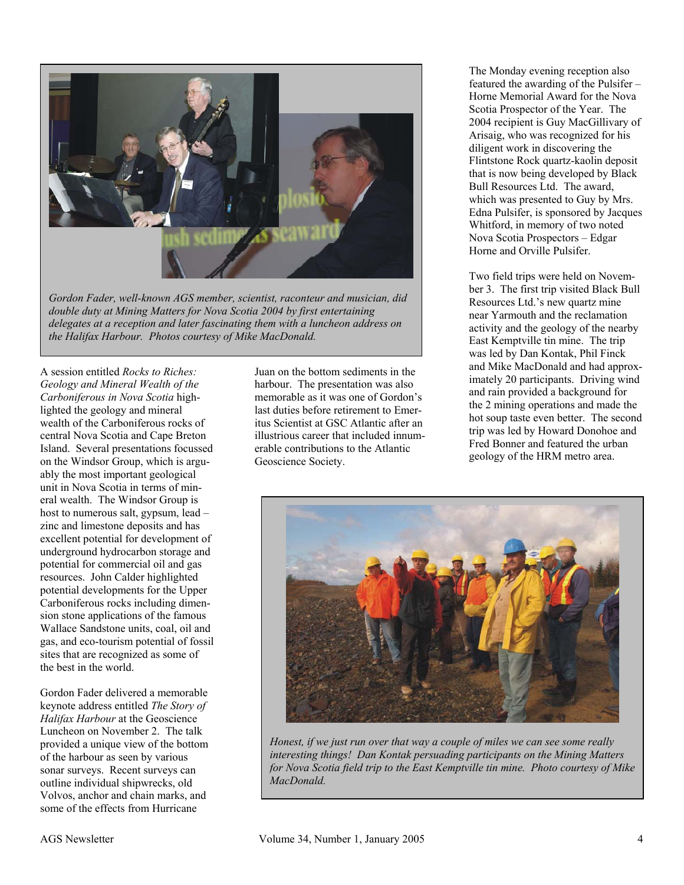*Gordon Fader, well-known AGS member, scientist, raconteur and musician, did double duty at Mining Matters for Nova Scotia 2004 by first entertaining delegates at a reception and later fascinating them with a luncheon address on the Halifax Harbour. Photos courtesy of Mike MacDonald.*

A session entitled *Rocks to Riches: Geology and Mineral Wealth of the Carboniferous in Nova Scotia* highlighted the geology and mineral wealth of the Carboniferous rocks of central Nova Scotia and Cape Breton Island. Several presentations focussed on the Windsor Group, which is arguably the most important geological unit in Nova Scotia in terms of mineral wealth. The Windsor Group is host to numerous salt, gypsum, lead – zinc and limestone deposits and has excellent potential for development of underground hydrocarbon storage and potential for commercial oil and gas resources. John Calder highlighted potential developments for the Upper Carboniferous rocks including dimension stone applications of the famous Wallace Sandstone units, coal, oil and gas, and eco-tourism potential of fossil sites that are recognized as some of the best in the world.

Gordon Fader delivered a memorable keynote address entitled *The Story of Halifax Harbour* at the Geoscience Luncheon on November 2. The talk provided a unique view of the bottom of the harbour as seen by various sonar surveys. Recent surveys can outline individual shipwrecks, old Volvos, anchor and chain marks, and some of the effects from Hurricane Juan on the bottom sediments in the harbour. The presentation was also memorable as it was one of Gordon's last duties before retirement to Emeritus Scientist at GSC Atlantic after an illustrious career that included innumerable contributions to the Atlantic Geoscience Society.

The Monday evening reception also featured the awarding of the Pulsifer – Horne Memorial Award for the Nova Scotia Prospector of the Year. The 2004 recipient is Guy MacGillivary of Arisaig, who was recognized for his diligent work in discovering the Flintstone Rock quartz-kaolin deposit that is now being developed by Black Bull Resources Ltd. The award, which was presented to Guy by Mrs. Edna Pulsifer, is sponsored by Jacques Whitford, in memory of two noted Nova Scotia Prospectors – Edgar Horne and Orville Pulsifer.

Two field trips were held on November 3. The first trip visited Black Bull Resources Ltd.'s new quartz mine near Yarmouth and the reclamation activity and the geology of the nearby East Kemptville tin mine. The trip was led by Dan Kontak, Phil Finck and Mike MacDonald and had approximately 20 participants. Driving wind and rain provided a background for the 2 mining operations and made the hot soup taste even better. The second trip was led by Howard Donohoe and Fred Bonner and featured the urban geology of the HRM metro area.

*Honest, if we just run over that way a couple of miles we can see some really interesting things! Dan Kontak persuading participants on the Mining Matters for Nova Scotia field trip to the East Kemptville tin mine. Photo courtesy of Mike MacDonald.*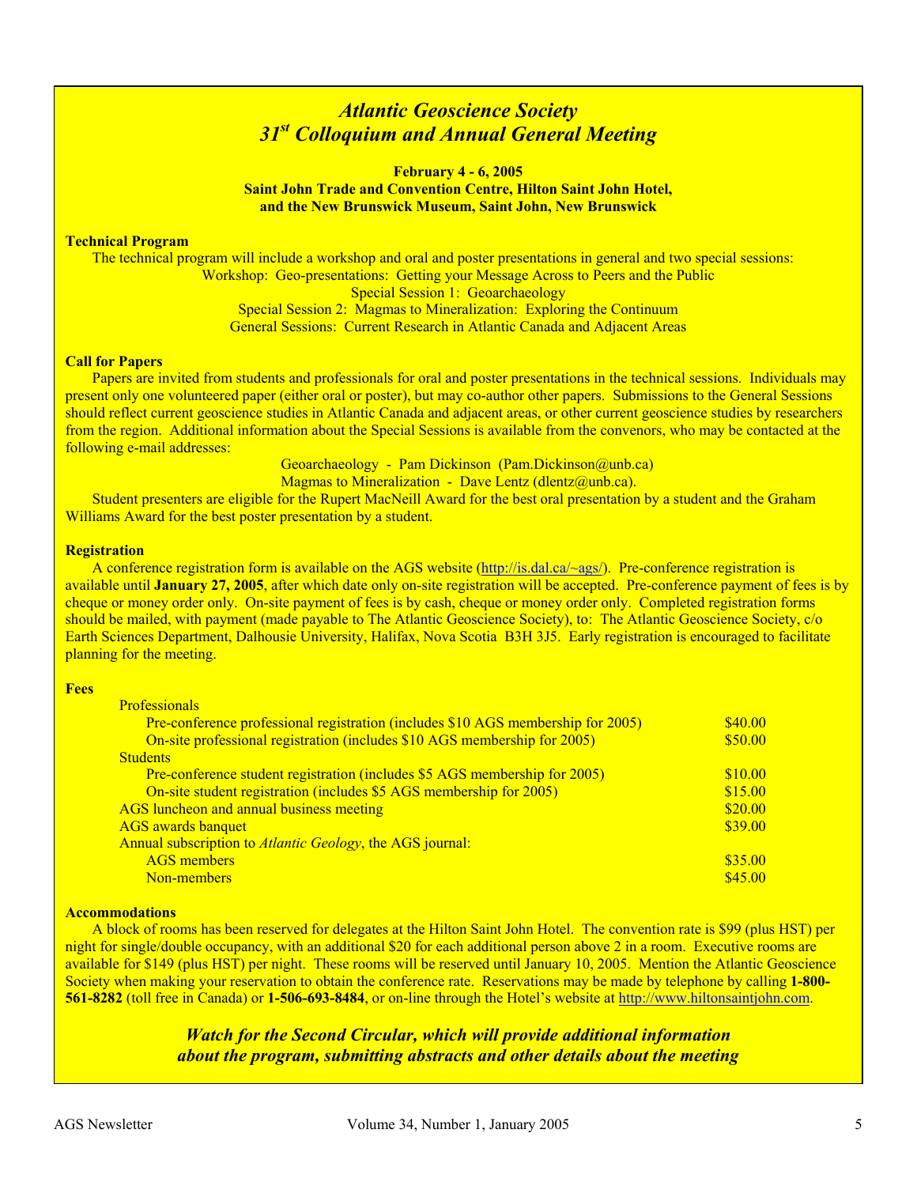# *Atlantic Geoscience Society*
# *31st Colloquium and Annual General Meeting*

**February 4 - 6, 2005**
**Saint John Trade and Convention Centre, Hilton Saint John Hotel, and the New Brunswick Museum, Saint John, New Brunswick**

**Technical Program**

The technical program will include a workshop and oral and poster presentations in general and two special sessions:

Workshop: Geo-presentations: Getting your Message Across to Peers and the Public
Special Session 1: Geoarchaeology
Special Session 2: Magmas to Mineralization: Exploring the Continuum
General Sessions: Current Research in Atlantic Canada and Adjacent Areas

**Call for Papers**

Papers are invited from students and professionals for oral and poster presentations in the technical sessions. Individuals may present only one volunteered paper (either oral or poster), but may co-author other papers. Submissions to the General Sessions should reflect current geoscience studies in Atlantic Canada and adjacent areas, or other current geoscience studies by researchers from the region. Additional information about the Special Sessions is available from the convenors, who may be contacted at the following e-mail addresses:

Geoarchaeology - Pam Dickinson (Pam.Dickinson@unb.ca)
Magmas to Mineralization - Dave Lentz (dlentz@unb.ca).

Student presenters are eligible for the Rupert MacNeill Award for the best oral presentation by a student and the Graham Williams Award for the best poster presentation by a student.

**Registration**

A conference registration form is available on the AGS website (http://is.dal.ca/~ags/). Pre-conference registration is available until **January 27, 2005**, after which date only on-site registration will be accepted. Pre-conference payment of fees is by cheque or money order only. On-site payment of fees is by cash, cheque or money order only. Completed registration forms should be mailed, with payment (made payable to The Atlantic Geoscience Society), to: The Atlantic Geoscience Society, c/o Earth Sciences Department, Dalhousie University, Halifax, Nova Scotia B3H 3J5. Early registration is encouraged to facilitate planning for the meeting.

**Fees**

| | |
|---|---|
| Professionals | |
| Pre-conference professional registration (includes $10 AGS membership for 2005) | $40.00 |
| On-site professional registration (includes $10 AGS membership for 2005) | $50.00 |
| Students | |
| Pre-conference student registration (includes $5 AGS membership for 2005) | $10.00 |
| On-site student registration (includes $5 AGS membership for 2005) | $15.00 |
| AGS luncheon and annual business meeting | $20.00 |
| AGS awards banquet | $39.00 |
| Annual subscription to *Atlantic Geology*, the AGS journal: | |
| AGS members | $35.00 |
| Non-members | $45.00 |

**Accommodations**

A block of rooms has been reserved for delegates at the Hilton Saint John Hotel. The convention rate is $99 (plus HST) per night for single/double occupancy, with an additional $20 for each additional person above 2 in a room. Executive rooms are available for $149 (plus HST) per night. These rooms will be reserved until January 10, 2005. Mention the Atlantic Geoscience Society when making your reservation to obtain the conference rate. Reservations may be made by telephone by calling **1-800-561-8282** (toll free in Canada) or **1-506-693-8484**, or on-line through the Hotel's website at http://www.hiltonsaintjohn.com.

***Watch for the Second Circular, which will provide additional information about the program, submitting abstracts and other details about the meeting***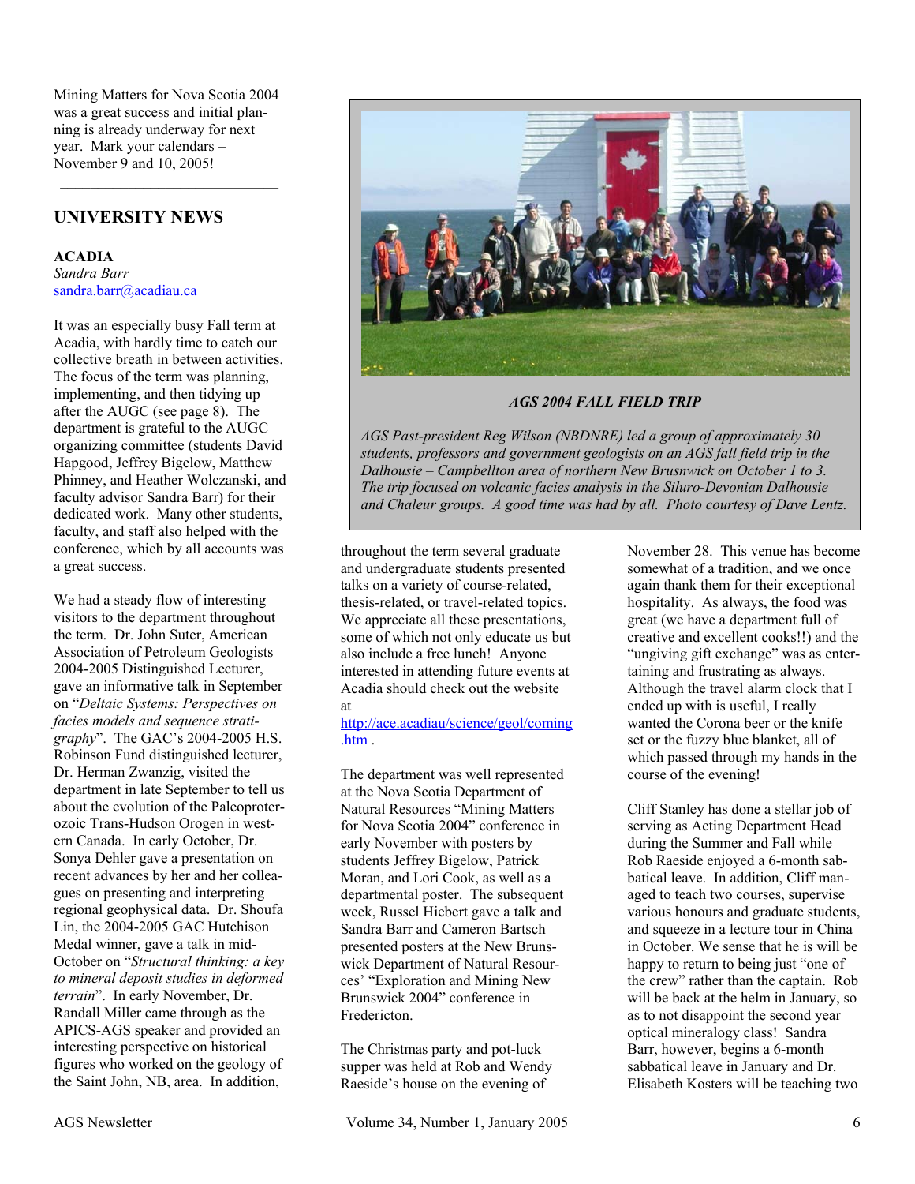Mining Matters for Nova Scotia 2004 was a great success and initial planning is already underway for next year. Mark your calendars – November 9 and 10, 2005!

---

## UNIVERSITY NEWS

### ACADIA

*Sandra Barr*
sandra.barr@acadiau.ca

It was an especially busy Fall term at Acadia, with hardly time to catch our collective breath in between activities. The focus of the term was planning, implementing, and then tidying up after the AUGC (see page 8). The department is grateful to the AUGC organizing committee (students David Hapgood, Jeffrey Bigelow, Matthew Phinney, and Heather Wolczanski, and faculty advisor Sandra Barr) for their dedicated work. Many other students, faculty, and staff also helped with the conference, which by all accounts was a great success.

We had a steady flow of interesting visitors to the department throughout the term. Dr. John Suter, American Association of Petroleum Geologists 2004-2005 Distinguished Lecturer, gave an informative talk in September on "*Deltaic Systems: Perspectives on facies models and sequence stratigraphy*". The GAC's 2004-2005 H.S. Robinson Fund distinguished lecturer, Dr. Herman Zwanzig, visited the department in late September to tell us about the evolution of the Paleoproterozoic Trans-Hudson Orogen in western Canada. In early October, Dr. Sonya Dehler gave a presentation on recent advances by her and her colleagues on presenting and interpreting regional geophysical data. Dr. Shoufa Lin, the 2004-2005 GAC Hutchison Medal winner, gave a talk in mid-October on "*Structural thinking: a key to mineral deposit studies in deformed terrain*". In early November, Dr. Randall Miller came through as the APICS-AGS speaker and provided an interesting perspective on historical figures who worked on the geology of the Saint John, NB, area. In addition, throughout the term several graduate and undergraduate students presented talks on a variety of course-related, thesis-related, or travel-related topics. We appreciate all these presentations, some of which not only educate us but also include a free lunch! Anyone interested in attending future events at Acadia should check out the website at http://ace.acadiau/science/geol/coming.htm .

***AGS 2004 FALL FIELD TRIP***

*AGS Past-president Reg Wilson (NBDNRE) led a group of approximately 30 students, professors and government geologists on an AGS fall field trip in the Dalhousie – Campbellton area of northern New Brusnwick on October 1 to 3. The trip focused on volcanic facies analysis in the Siluro-Devonian Dalhousie and Chaleur groups. A good time was had by all. Photo courtesy of Dave Lentz.*

The department was well represented at the Nova Scotia Department of Natural Resources "Mining Matters for Nova Scotia 2004" conference in early November with posters by students Jeffrey Bigelow, Patrick Moran, and Lori Cook, as well as a departmental poster. The subsequent week, Russel Hiebert gave a talk and Sandra Barr and Cameron Bartsch presented posters at the New Brunswick Department of Natural Resources' "Exploration and Mining New Brunswick 2004" conference in Fredericton.

The Christmas party and pot-luck supper was held at Rob and Wendy Raeside's house on the evening of November 28. This venue has become somewhat of a tradition, and we once again thank them for their exceptional hospitality. As always, the food was great (we have a department full of creative and excellent cooks!!) and the "ungiving gift exchange" was as entertaining and frustrating as always. Although the travel alarm clock that I ended up with is useful, I really wanted the Corona beer or the knife set or the fuzzy blue blanket, all of which passed through my hands in the course of the evening!

Cliff Stanley has done a stellar job of serving as Acting Department Head during the Summer and Fall while Rob Raeside enjoyed a 6-month sabbatical leave. In addition, Cliff managed to teach two courses, supervise various honours and graduate students, and squeeze in a lecture tour in China in October. We sense that he is will be happy to return to being just "one of the crew" rather than the captain. Rob will be back at the helm in January, so as to not disappoint the second year optical mineralogy class! Sandra Barr, however, begins a 6-month sabbatical leave in January and Dr. Elisabeth Kosters will be teaching two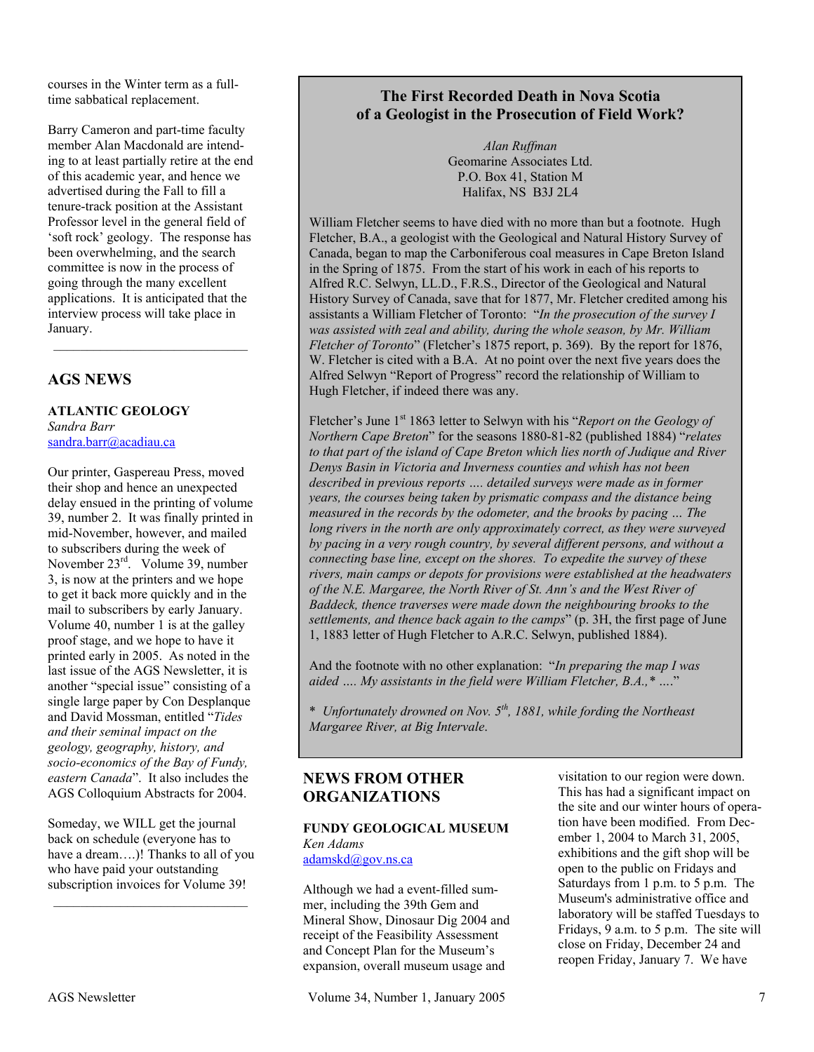courses in the Winter term as a full-time sabbatical replacement.

Barry Cameron and part-time faculty member Alan Macdonald are intending to at least partially retire at the end of this academic year, and hence we advertised during the Fall to fill a tenure-track position at the Assistant Professor level in the general field of 'soft rock' geology. The response has been overwhelming, and the search committee is now in the process of going through the many excellent applications. It is anticipated that the interview process will take place in January.

---

## AGS NEWS

### ATLANTIC GEOLOGY

*Sandra Barr*
sandra.barr@acadiau.ca

Our printer, Gaspereau Press, moved their shop and hence an unexpected delay ensued in the printing of volume 39, number 2. It was finally printed in mid-November, however, and mailed to subscribers during the week of November 23rd. Volume 39, number 3, is now at the printers and we hope to get it back more quickly and in the mail to subscribers by early January. Volume 40, number 1 is at the galley proof stage, and we hope to have it printed early in 2005. As noted in the last issue of the AGS Newsletter, it is another "special issue" consisting of a single large paper by Con Desplanque and David Mossman, entitled "*Tides and their seminal impact on the geology, geography, history, and socio-economics of the Bay of Fundy, eastern Canada*". It also includes the AGS Colloquium Abstracts for 2004.

Someday, we WILL get the journal back on schedule (everyone has to have a dream….)! Thanks to all of you who have paid your outstanding subscription invoices for Volume 39!

---

## The First Recorded Death in Nova Scotia of a Geologist in the Prosecution of Field Work?

*Alan Ruffman*
Geomarine Associates Ltd.
P.O. Box 41, Station M
Halifax, NS B3J 2L4

William Fletcher seems to have died with no more than but a footnote. Hugh Fletcher, B.A., a geologist with the Geological and Natural History Survey of Canada, began to map the Carboniferous coal measures in Cape Breton Island in the Spring of 1875. From the start of his work in each of his reports to Alfred R.C. Selwyn, LL.D., F.R.S., Director of the Geological and Natural History Survey of Canada, save that for 1877, Mr. Fletcher credited among his assistants a William Fletcher of Toronto: "*In the prosecution of the survey I was assisted with zeal and ability, during the whole season, by Mr. William Fletcher of Toronto*" (Fletcher's 1875 report, p. 369). By the report for 1876, W. Fletcher is cited with a B.A. At no point over the next five years does the Alfred Selwyn "Report of Progress" record the relationship of William to Hugh Fletcher, if indeed there was any.

Fletcher's June 1st 1863 letter to Selwyn with his "*Report on the Geology of Northern Cape Breton*" for the seasons 1880-81-82 (published 1884) "*relates to that part of the island of Cape Breton which lies north of Judique and River Denys Basin in Victoria and Inverness counties and whish has not been described in previous reports …. detailed surveys were made as in former years, the courses being taken by prismatic compass and the distance being measured in the records by the odometer, and the brooks by pacing … The long rivers in the north are only approximately correct, as they were surveyed by pacing in a very rough country, by several different persons, and without a connecting base line, except on the shores. To expedite the survey of these rivers, main camps or depots for provisions were established at the headwaters of the N.E. Margaree, the North River of St. Ann's and the West River of Baddeck, thence traverses were made down the neighbouring brooks to the settlements, and thence back again to the camps*" (p. 3H, the first page of June 1, 1883 letter of Hugh Fletcher to A.R.C. Selwyn, published 1884).

And the footnote with no other explanation: "*In preparing the map I was aided …. My assistants in the field were William Fletcher, B.A.,* ….*"

\* *Unfortunately drowned on Nov. 5th, 1881, while fording the Northeast Margaree River, at Big Intervale.*

---

## NEWS FROM OTHER ORGANIZATIONS

### FUNDY GEOLOGICAL MUSEUM

*Ken Adams*
adamskd@gov.ns.ca

Although we had a event-filled summer, including the 39th Gem and Mineral Show, Dinosaur Dig 2004 and receipt of the Feasibility Assessment and Concept Plan for the Museum's expansion, overall museum usage and visitation to our region were down. This has had a significant impact on the site and our winter hours of operation have been modified. From December 1, 2004 to March 31, 2005, exhibitions and the gift shop will be open to the public on Fridays and Saturdays from 1 p.m. to 5 p.m. The Museum's administrative office and laboratory will be staffed Tuesdays to Fridays, 9 a.m. to 5 p.m. The site will close on Friday, December 24 and reopen Friday, January 7. We have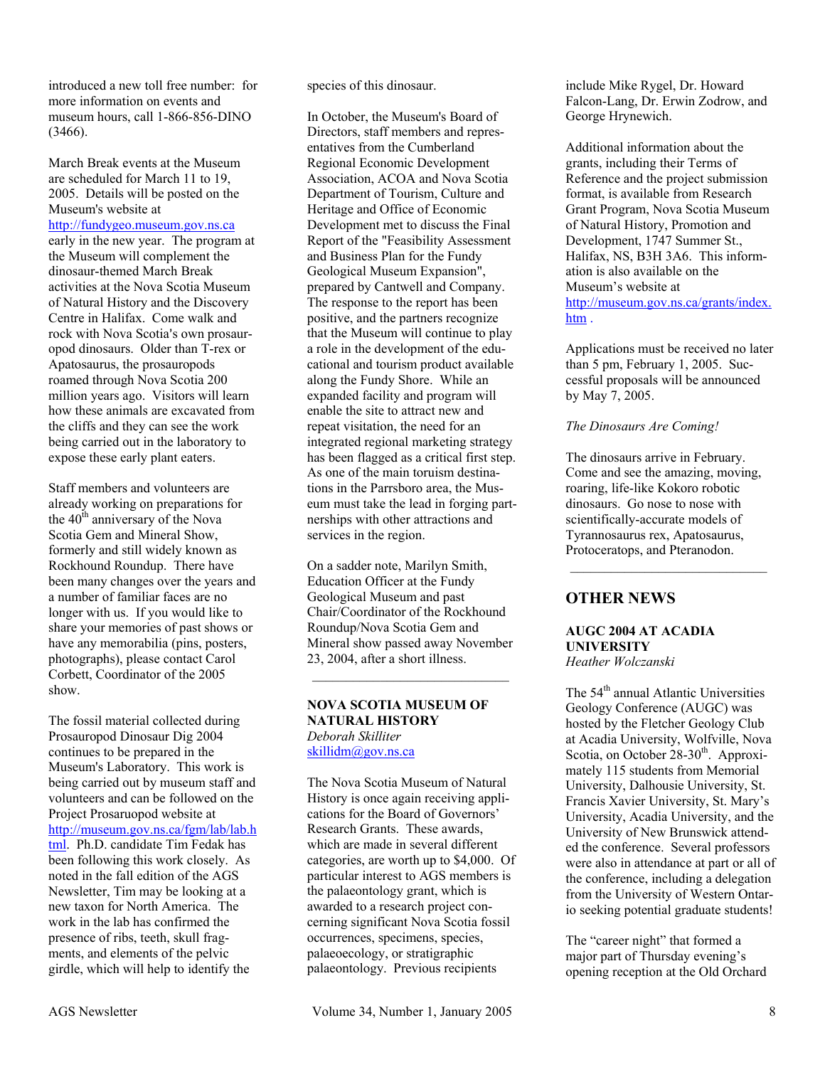introduced a new toll free number: for more information on events and museum hours, call 1-866-856-DINO (3466).

March Break events at the Museum are scheduled for March 11 to 19, 2005. Details will be posted on the Museum's website at http://fundygeo.museum.gov.ns.ca early in the new year. The program at the Museum will complement the dinosaur-themed March Break activities at the Nova Scotia Museum of Natural History and the Discovery Centre in Halifax. Come walk and rock with Nova Scotia's own prosauropod dinosaurs. Older than T-rex or Apatosaurus, the prosauropods roamed through Nova Scotia 200 million years ago. Visitors will learn how these animals are excavated from the cliffs and they can see the work being carried out in the laboratory to expose these early plant eaters.

Staff members and volunteers are already working on preparations for the 40th anniversary of the Nova Scotia Gem and Mineral Show, formerly and still widely known as Rockhound Roundup. There have been many changes over the years and a number of familiar faces are no longer with us. If you would like to share your memories of past shows or have any memorabilia (pins, posters, photographs), please contact Carol Corbett, Coordinator of the 2005 show.

The fossil material collected during Prosauropod Dinosaur Dig 2004 continues to be prepared in the Museum's Laboratory. This work is being carried out by museum staff and volunteers and can be followed on the Project Prosaruopod website at http://museum.gov.ns.ca/fgm/lab/lab.html. Ph.D. candidate Tim Fedak has been following this work closely. As noted in the fall edition of the AGS Newsletter, Tim may be looking at a new taxon for North America. The work in the lab has confirmed the presence of ribs, teeth, skull fragments, and elements of the pelvic girdle, which will help to identify the species of this dinosaur.

In October, the Museum's Board of Directors, staff members and representatives from the Cumberland Regional Economic Development Association, ACOA and Nova Scotia Department of Tourism, Culture and Heritage and Office of Economic Development met to discuss the Final Report of the "Feasibility Assessment and Business Plan for the Fundy Geological Museum Expansion", prepared by Cantwell and Company. The response to the report has been positive, and the partners recognize that the Museum will continue to play a role in the development of the educational and tourism product available along the Fundy Shore. While an expanded facility and program will enable the site to attract new and repeat visitation, the need for an integrated regional marketing strategy has been flagged as a critical first step. As one of the main toruism destinations in the Parrsboro area, the Museum must take the lead in forging partnerships with other attractions and services in the region.

On a sadder note, Marilyn Smith, Education Officer at the Fundy Geological Museum and past Chair/Coordinator of the Rockhound Roundup/Nova Scotia Gem and Mineral show passed away November 23, 2004, after a short illness.

---

### NOVA SCOTIA MUSEUM OF NATURAL HISTORY

*Deborah Skilliter*
skillidm@gov.ns.ca

The Nova Scotia Museum of Natural History is once again receiving applications for the Board of Governors' Research Grants. These awards, which are made in several different categories, are worth up to $4,000. Of particular interest to AGS members is the palaeontology grant, which is awarded to a research project concerning significant Nova Scotia fossil occurrences, specimens, species, palaeoecology, or stratigraphic palaeontology. Previous recipients include Mike Rygel, Dr. Howard Falcon-Lang, Dr. Erwin Zodrow, and George Hrynewich.

Additional information about the grants, including their Terms of Reference and the project submission format, is available from Research Grant Program, Nova Scotia Museum of Natural History, Promotion and Development, 1747 Summer St., Halifax, NS, B3H 3A6. This information is also available on the Museum's website at http://museum.gov.ns.ca/grants/index.htm .

Applications must be received no later than 5 pm, February 1, 2005. Successful proposals will be announced by May 7, 2005.

*The Dinosaurs Are Coming!*

The dinosaurs arrive in February. Come and see the amazing, moving, roaring, life-like Kokoro robotic dinosaurs. Go nose to nose with scientifically-accurate models of Tyrannosaurus rex, Apatosaurus, Protoceratops, and Pteranodon.

---

## OTHER NEWS

### AUGC 2004 AT ACADIA UNIVERSITY

*Heather Wolczanski*

The 54th annual Atlantic Universities Geology Conference (AUGC) was hosted by the Fletcher Geology Club at Acadia University, Wolfville, Nova Scotia, on October 28-30th. Approximately 115 students from Memorial University, Dalhousie University, St. Francis Xavier University, St. Mary's University, Acadia University, and the University of New Brunswick attended the conference. Several professors were also in attendance at part or all of the conference, including a delegation from the University of Western Ontario seeking potential graduate students!

The "career night" that formed a major part of Thursday evening's opening reception at the Old Orchard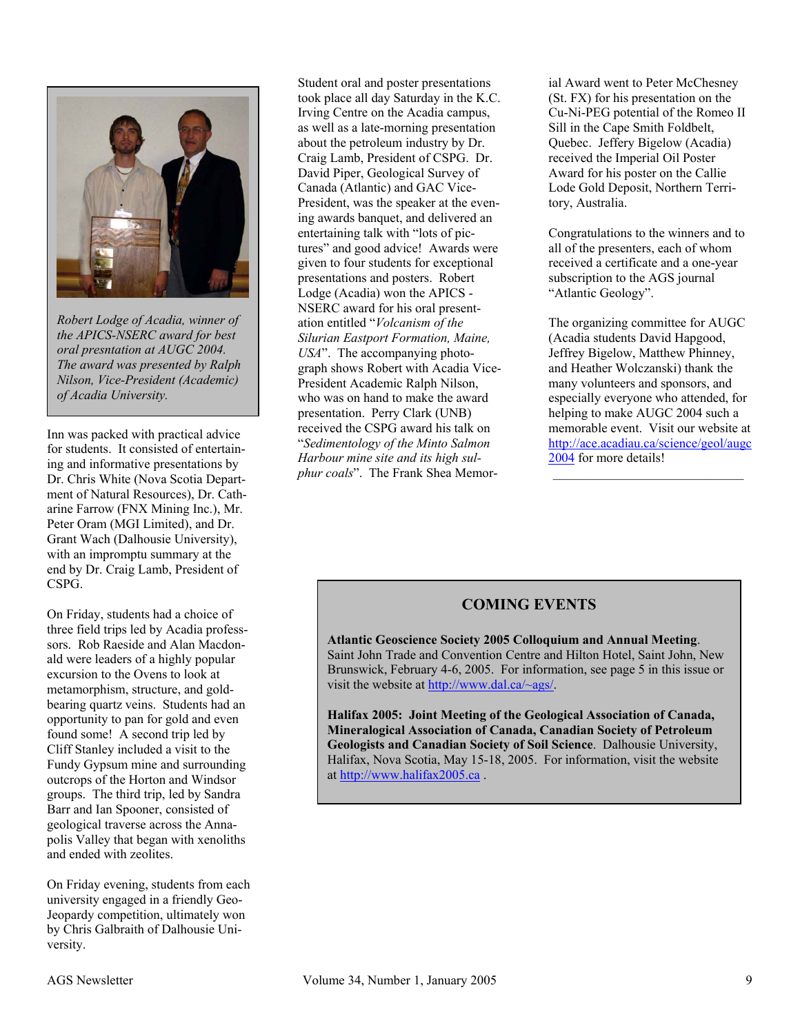*Robert Lodge of Acadia, winner of the APICS-NSERC award for best oral presntation at AUGC 2004. The award was presented by Ralph Nilson, Vice-President (Academic) of Acadia University.*

Inn was packed with practical advice for students. It consisted of entertaining and informative presentations by Dr. Chris White (Nova Scotia Department of Natural Resources), Dr. Catharine Farrow (FNX Mining Inc.), Mr. Peter Oram (MGI Limited), and Dr. Grant Wach (Dalhousie University), with an impromptu summary at the end by Dr. Craig Lamb, President of CSPG.

On Friday, students had a choice of three field trips led by Acadia professors. Rob Raeside and Alan Macdonald were leaders of a highly popular excursion to the Ovens to look at metamorphism, structure, and gold-bearing quartz veins. Students had an opportunity to pan for gold and even found some! A second trip led by Cliff Stanley included a visit to the Fundy Gypsum mine and surrounding outcrops of the Horton and Windsor groups. The third trip, led by Sandra Barr and Ian Spooner, consisted of geological traverse across the Annapolis Valley that began with xenoliths and ended with zeolites.

On Friday evening, students from each university engaged in a friendly Geo-Jeopardy competition, ultimately won by Chris Galbraith of Dalhousie University.

Student oral and poster presentations took place all day Saturday in the K.C. Irving Centre on the Acadia campus, as well as a late-morning presentation about the petroleum industry by Dr. Craig Lamb, President of CSPG. Dr. David Piper, Geological Survey of Canada (Atlantic) and GAC Vice-President, was the speaker at the evening awards banquet, and delivered an entertaining talk with "lots of pictures" and good advice! Awards were given to four students for exceptional presentations and posters. Robert Lodge (Acadia) won the APICS - NSERC award for his oral presentation entitled "*Volcanism of the Silurian Eastport Formation, Maine, USA*". The accompanying photograph shows Robert with Acadia Vice-President Academic Ralph Nilson, who was on hand to make the award presentation. Perry Clark (UNB) received the CSPG award his talk on "*Sedimentology of the Minto Salmon Harbour mine site and its high sulphur coals*". The Frank Shea Memorial Award went to Peter McChesney (St. FX) for his presentation on the Cu-Ni-PEG potential of the Romeo II Sill in the Cape Smith Foldbelt, Quebec. Jeffery Bigelow (Acadia) received the Imperial Oil Poster Award for his poster on the Callie Lode Gold Deposit, Northern Territory, Australia.

Congratulations to the winners and to all of the presenters, each of whom received a certificate and a one-year subscription to the AGS journal "Atlantic Geology".

The organizing committee for AUGC (Acadia students David Hapgood, Jeffrey Bigelow, Matthew Phinney, and Heather Wolczanski) thank the many volunteers and sponsors, and especially everyone who attended, for helping to make AUGC 2004 such a memorable event. Visit our website at http://ace.acadiau.ca/science/geol/augc2004 for more details!

## COMING EVENTS

**Atlantic Geoscience Society 2005 Colloquium and Annual Meeting**. Saint John Trade and Convention Centre and Hilton Hotel, Saint John, New Brunswick, February 4-6, 2005. For information, see page 5 in this issue or visit the website at http://www.dal.ca/~ags/.

**Halifax 2005: Joint Meeting of the Geological Association of Canada, Mineralogical Association of Canada, Canadian Society of Petroleum Geologists and Canadian Society of Soil Science**. Dalhousie University, Halifax, Nova Scotia, May 15-18, 2005. For information, visit the website at http://www.halifax2005.ca .